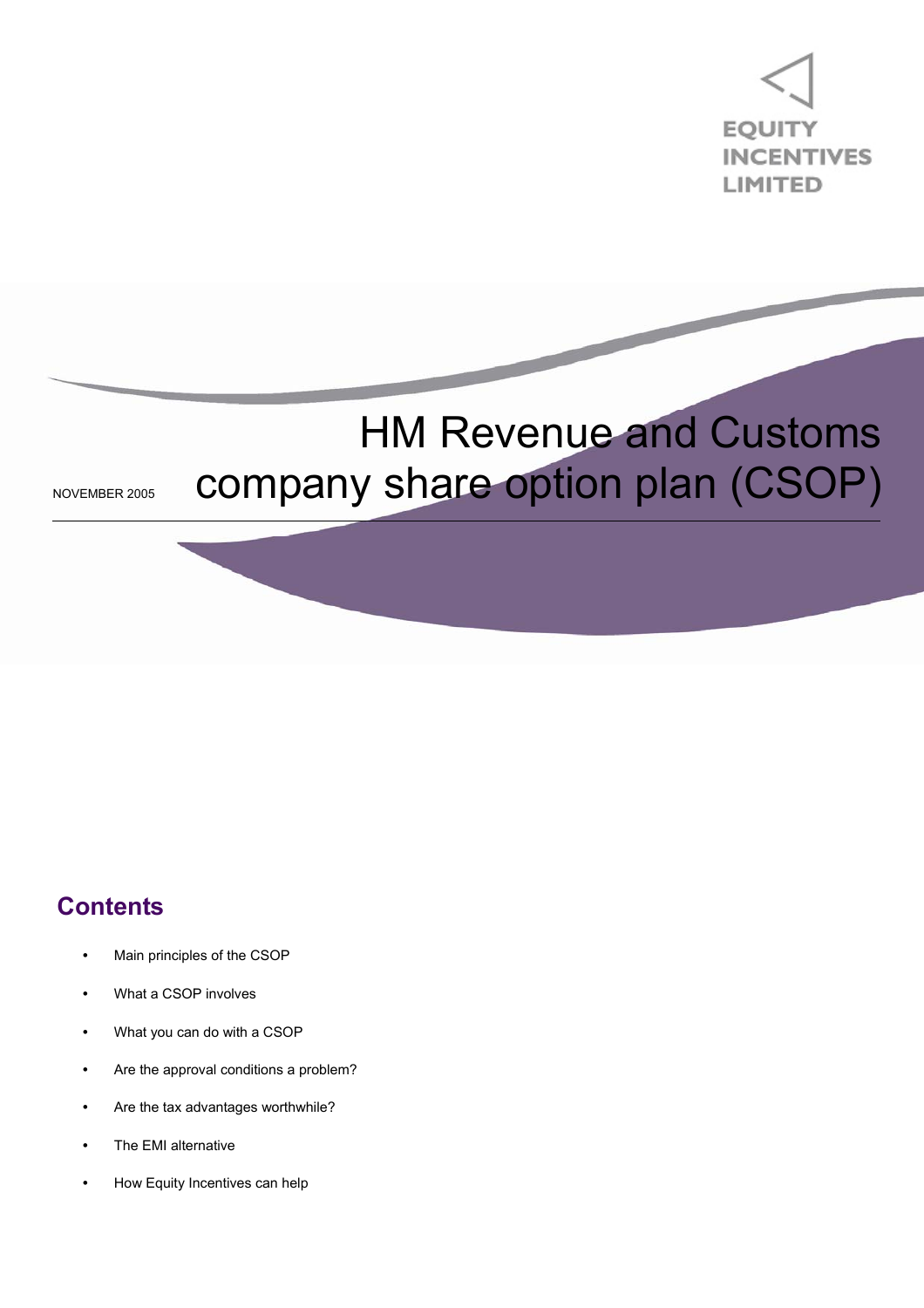EQUITY INCENTIVES LIMITED

# HM Revenue and Customs company share option plan (CSOP)

NOVEMBER 2005

## Contents

- Main principles of the CSOP
- What a CSOP involves
- What you can do with a CSOP
- Are the approval conditions a problem?
- Are the tax advantages worthwhile?
- The EMI alternative
- How Equity Incentives can help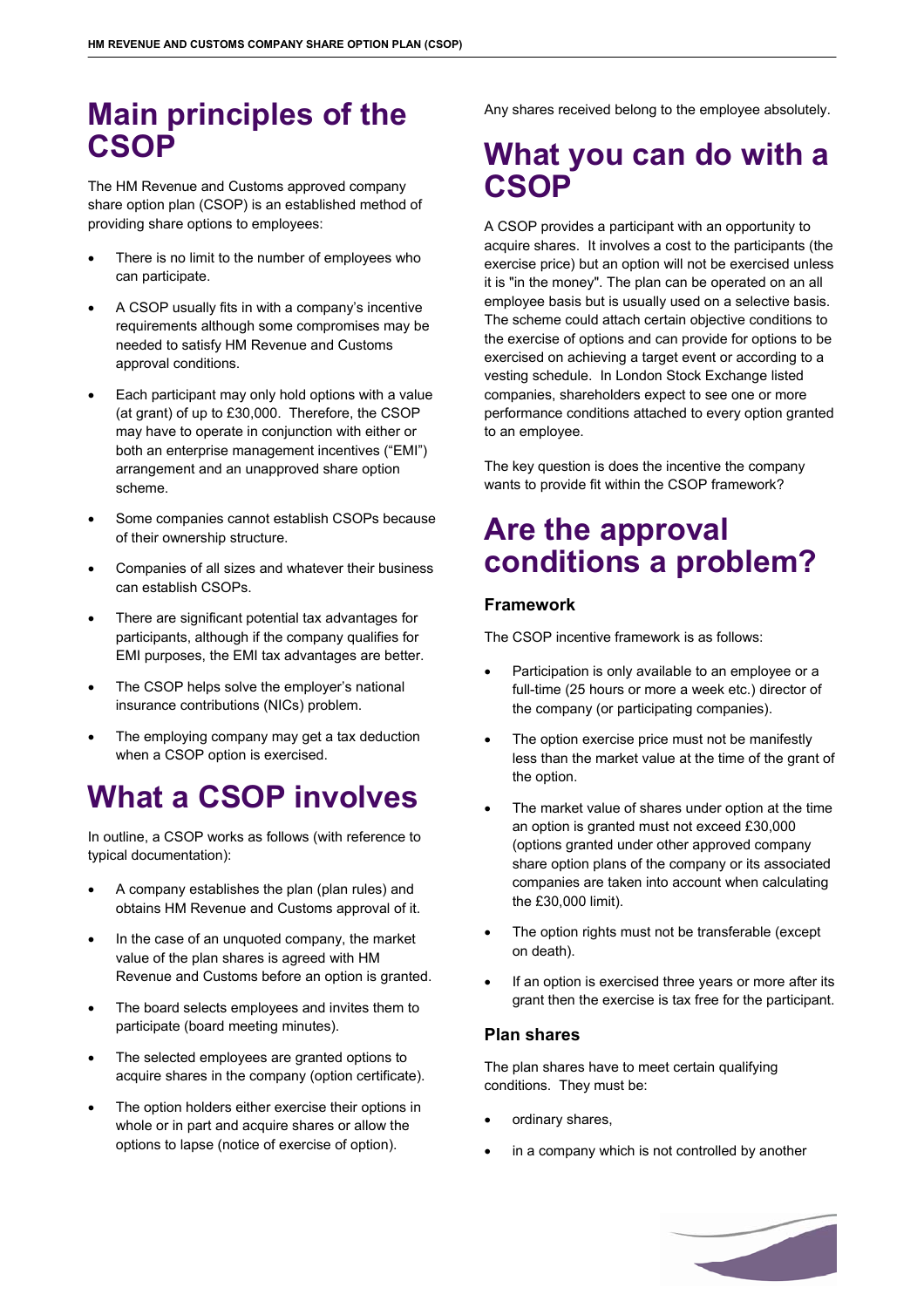# Main principles of the CSOP

The HM Revenue and Customs approved company share option plan (CSOP) is an established method of providing share options to employees:

- There is no limit to the number of employees who can participate.
- A CSOP usually fits in with a company's incentive requirements although some compromises may be needed to satisfy HM Revenue and Customs approval conditions.
- Each participant may only hold options with a value (at grant) of up to £30,000. Therefore, the CSOP may have to operate in conjunction with either or both an enterprise management incentives ("EMI") arrangement and an unapproved share option scheme.
- Some companies cannot establish CSOPs because of their ownership structure.
- Companies of all sizes and whatever their business can establish CSOPs.
- There are significant potential tax advantages for participants, although if the company qualifies for EMI purposes, the EMI tax advantages are better.
- The CSOP helps solve the employer's national insurance contributions (NICs) problem.
- The employing company may get a tax deduction when a CSOP option is exercised.

# What a CSOP involves

In outline, a CSOP works as follows (with reference to typical documentation):

- A company establishes the plan (plan rules) and obtains HM Revenue and Customs approval of it.
- In the case of an unquoted company, the market value of the plan shares is agreed with HM Revenue and Customs before an option is granted.
- The board selects employees and invites them to participate (board meeting minutes).
- The selected employees are granted options to acquire shares in the company (option certificate).
- The option holders either exercise their options in whole or in part and acquire shares or allow the options to lapse (notice of exercise of option).

Any shares received belong to the employee absolutely.

# What you can do with a CSOP

A CSOP provides a participant with an opportunity to acquire shares. It involves a cost to the participants (the exercise price) but an option will not be exercised unless it is "in the money". The plan can be operated on an all employee basis but is usually used on a selective basis. The scheme could attach certain objective conditions to the exercise of options and can provide for options to be exercised on achieving a target event or according to a vesting schedule. In London Stock Exchange listed companies, shareholders expect to see one or more performance conditions attached to every option granted to an employee.

The key question is does the incentive the company wants to provide fit within the CSOP framework?

# Are the approval conditions a problem?

### Framework

The CSOP incentive framework is as follows:

- Participation is only available to an employee or a full-time (25 hours or more a week etc.) director of the company (or participating companies).
- The option exercise price must not be manifestly less than the market value at the time of the grant of the option.
- The market value of shares under option at the time an option is granted must not exceed £30,000 (options granted under other approved company share option plans of the company or its associated companies are taken into account when calculating the £30,000 limit).
- The option rights must not be transferable (except on death).
- If an option is exercised three years or more after its grant then the exercise is tax free for the participant.

### Plan shares

The plan shares have to meet certain qualifying conditions. They must be:

- ordinary shares,
- in a company which is not controlled by another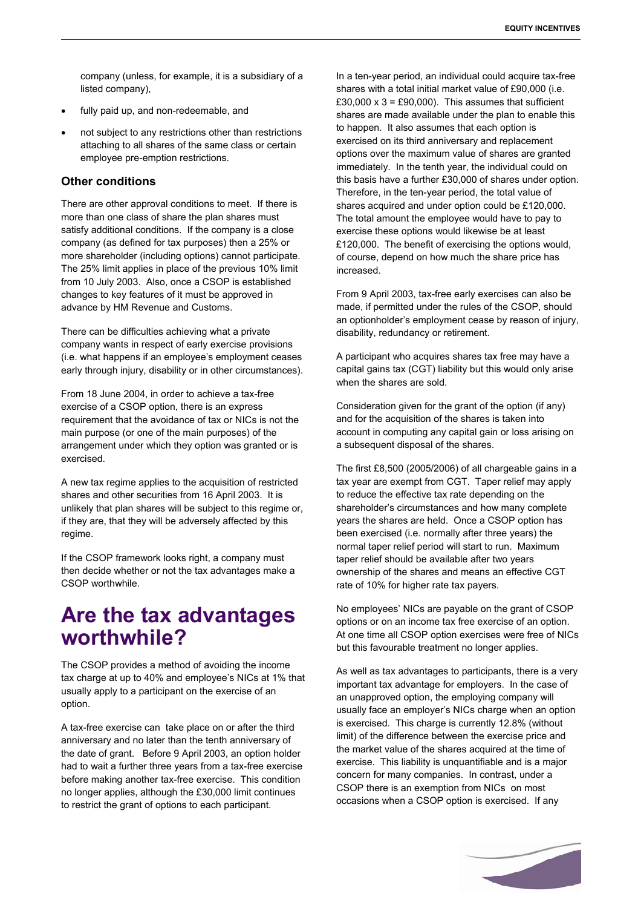company (unless, for example, it is a subsidiary of a listed company),

- fully paid up, and non-redeemable, and
- not subject to any restrictions other than restrictions attaching to all shares of the same class or certain employee pre-emption restrictions.

### Other conditions

There are other approval conditions to meet. If there is more than one class of share the plan shares must satisfy additional conditions. If the company is a close company (as defined for tax purposes) then a 25% or more shareholder (including options) cannot participate. The 25% limit applies in place of the previous 10% limit from 10 July 2003. Also, once a CSOP is established changes to key features of it must be approved in advance by HM Revenue and Customs.

There can be difficulties achieving what a private company wants in respect of early exercise provisions (i.e. what happens if an employee's employment ceases early through injury, disability or in other circumstances).

From 18 June 2004, in order to achieve a tax-free exercise of a CSOP option, there is an express requirement that the avoidance of tax or NICs is not the main purpose (or one of the main purposes) of the arrangement under which they option was granted or is exercised.

A new tax regime applies to the acquisition of restricted shares and other securities from 16 April 2003. It is unlikely that plan shares will be subject to this regime or, if they are, that they will be adversely affected by this regime.

If the CSOP framework looks right, a company must then decide whether or not the tax advantages make a CSOP worthwhile.

## Are the tax advantages worthwhile?

The CSOP provides a method of avoiding the income tax charge at up to 40% and employee's NICs at 1% that usually apply to a participant on the exercise of an option.

A tax-free exercise can take place on or after the third anniversary and no later than the tenth anniversary of the date of grant. Before 9 April 2003, an option holder had to wait a further three years from a tax-free exercise before making another tax-free exercise. This condition no longer applies, although the £30,000 limit continues to restrict the grant of options to each participant.

In a ten-year period, an individual could acquire tax-free shares with a total initial market value of £90,000 (i.e. £30,000 x 3 = £90,000). This assumes that sufficient shares are made available under the plan to enable this to happen. It also assumes that each option is exercised on its third anniversary and replacement options over the maximum value of shares are granted immediately. In the tenth year, the individual could on this basis have a further £30,000 of shares under option. Therefore, in the ten-year period, the total value of shares acquired and under option could be £120,000. The total amount the employee would have to pay to exercise these options would likewise be at least £120,000. The benefit of exercising the options would, of course, depend on how much the share price has increased.

From 9 April 2003, tax-free early exercises can also be made, if permitted under the rules of the CSOP, should an optionholder's employment cease by reason of injury, disability, redundancy or retirement.

A participant who acquires shares tax free may have a capital gains tax (CGT) liability but this would only arise when the shares are sold.

Consideration given for the grant of the option (if any) and for the acquisition of the shares is taken into account in computing any capital gain or loss arising on a subsequent disposal of the shares.

The first £8,500 (2005/2006) of all chargeable gains in a tax year are exempt from CGT. Taper relief may apply to reduce the effective tax rate depending on the shareholder's circumstances and how many complete years the shares are held. Once a CSOP option has been exercised (i.e. normally after three years) the normal taper relief period will start to run. Maximum taper relief should be available after two years ownership of the shares and means an effective CGT rate of 10% for higher rate tax payers.

No employees' NICs are payable on the grant of CSOP options or on an income tax free exercise of an option. At one time all CSOP option exercises were free of NICs but this favourable treatment no longer applies.

As well as tax advantages to participants, there is a very important tax advantage for employers. In the case of an unapproved option, the employing company will usually face an employer's NICs charge when an option is exercised. This charge is currently 12.8% (without limit) of the difference between the exercise price and the market value of the shares acquired at the time of exercise. This liability is unquantifiable and is a major concern for many companies. In contrast, under a CSOP there is an exemption from NICs on most occasions when a CSOP option is exercised. If any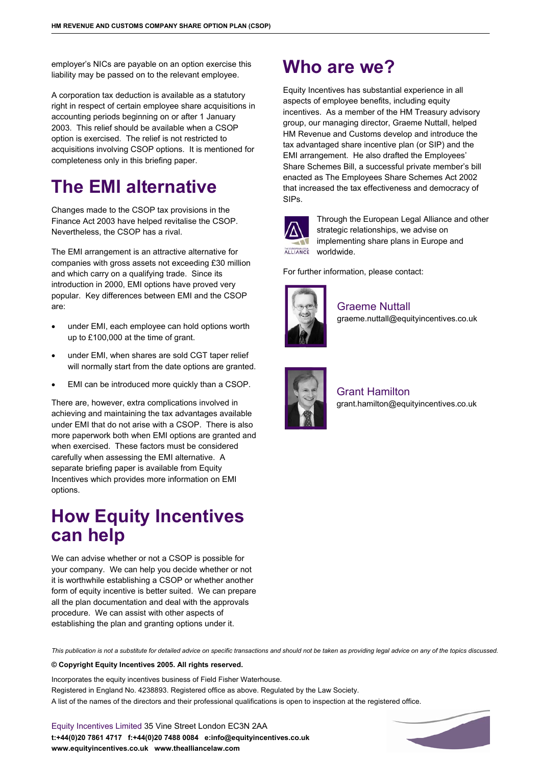employer's NICs are payable on an option exercise this liability may be passed on to the relevant employee.

A corporation tax deduction is available as a statutory right in respect of certain employee share acquisitions in accounting periods beginning on or after 1 January 2003. This relief should be available when a CSOP option is exercised. The relief is not restricted to acquisitions involving CSOP options. It is mentioned for completeness only in this briefing paper.

# The EMI alternative

Changes made to the CSOP tax provisions in the Finance Act 2003 have helped revitalise the CSOP. Nevertheless, the CSOP has a rival.

The EMI arrangement is an attractive alternative for companies with gross assets not exceeding £30 million and which carry on a qualifying trade. Since its introduction in 2000, EMI options have proved very popular. Key differences between EMI and the CSOP are:

- under EMI, each employee can hold options worth up to £100,000 at the time of grant.
- under EMI, when shares are sold CGT taper relief will normally start from the date options are granted.
- EMI can be introduced more quickly than a CSOP.

There are, however, extra complications involved in achieving and maintaining the tax advantages available under EMI that do not arise with a CSOP. There is also more paperwork both when EMI options are granted and when exercised. These factors must be considered carefully when assessing the EMI alternative. A separate briefing paper is available from Equity Incentives which provides more information on EMI options.

# How Equity Incentives can help

We can advise whether or not a CSOP is possible for your company. We can help you decide whether or not it is worthwhile establishing a CSOP or whether another form of equity incentive is better suited. We can prepare all the plan documentation and deal with the approvals procedure. We can assist with other aspects of establishing the plan and granting options under it.

# Who are we?

Equity Incentives has substantial experience in all aspects of employee benefits, including equity incentives. As a member of the HM Treasury advisory group, our managing director, Graeme Nuttall, helped HM Revenue and Customs develop and introduce the tax advantaged share incentive plan (or SIP) and the EMI arrangement. He also drafted the Employees' Share Schemes Bill, a successful private member's bill enacted as The Employees Share Schemes Act 2002 that increased the tax effectiveness and democracy of SIPs.

Through the European Legal Alliance and other strategic relationships, we advise on implementing share plans in Europe and worldwide.

For further information, please contact:

Graeme Nuttall
graeme.nuttall@equityincentives.co.uk

Grant Hamilton
grant.hamilton@equityincentives.co.uk

*This publication is not a substitute for detailed advice on specific transactions and should not be taken as providing legal advice on any of the topics discussed.*

**© Copyright Equity Incentives 2005. All rights reserved.**

Incorporates the equity incentives business of Field Fisher Waterhouse.
Registered in England No. 4238893. Registered office as above. Regulated by the Law Society.
A list of the names of the directors and their professional qualifications is open to inspection at the registered office.

Equity Incentives Limited 35 Vine Street London EC3N 2AA
**t:+44(0)20 7861 4717 f:+44(0)20 7488 0084 e:info@equityincentives.co.uk**
**www.equityincentives.co.uk www.thealliancelaw.com**